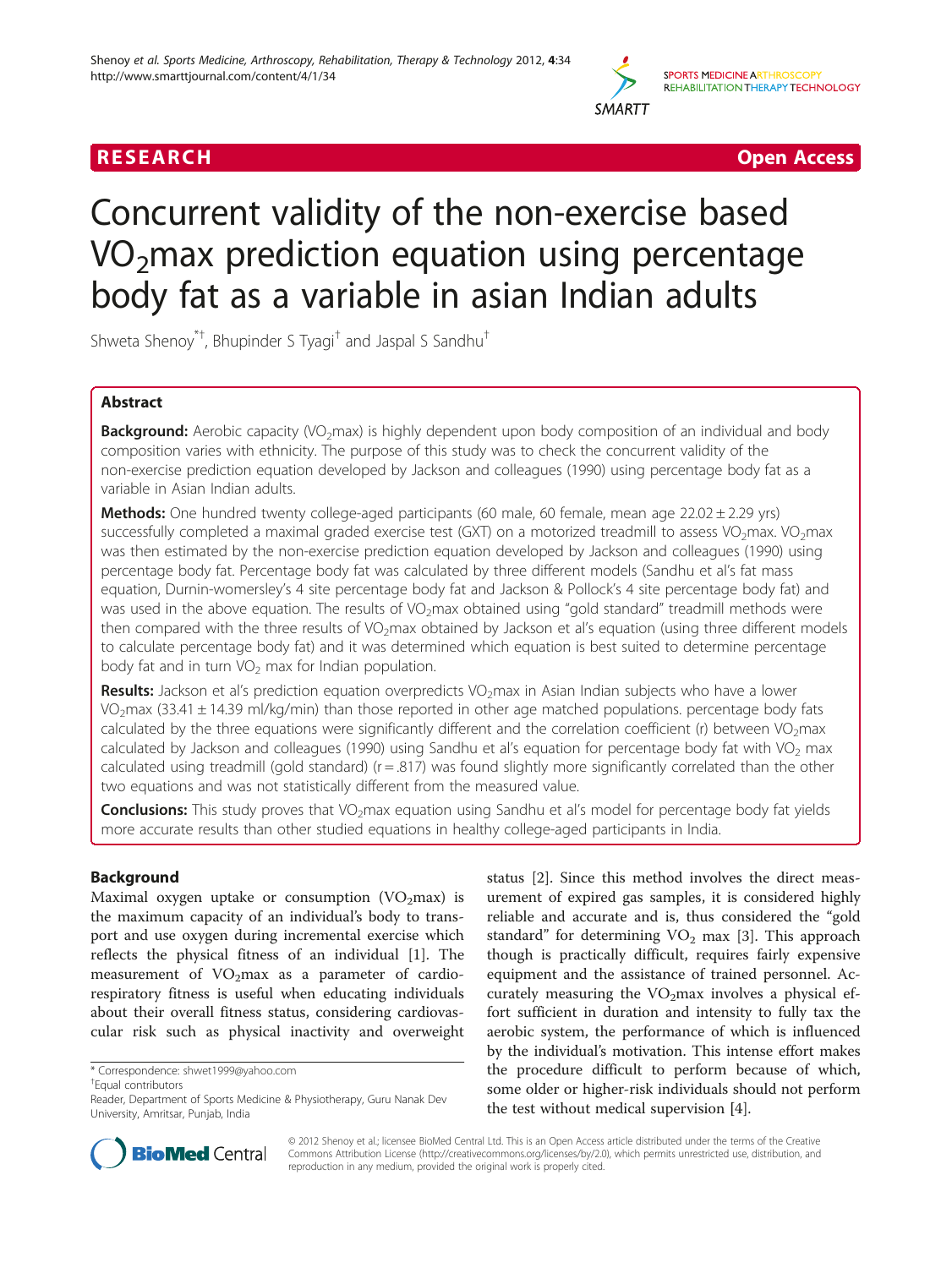**RESEARCH** **Open Access**

# Concurrent validity of the non-exercise based $VO_2$max prediction equation using percentage body fat as a variable in asian Indian adults

Shweta Shenoy[*†], Bhupinder S Tyagi[†] and Jaspal S Sandhu[†]

## Abstract

**Background:** Aerobic capacity ($VO_2$max) is highly dependent upon body composition of an individual and body composition varies with ethnicity. The purpose of this study was to check the concurrent validity of the non-exercise prediction equation developed by Jackson and colleagues (1990) using percentage body fat as a variable in Asian Indian adults.

**Methods:** One hundred twenty college-aged participants (60 male, 60 female, mean age 22.02 ± 2.29 yrs) successfully completed a maximal graded exercise test (GXT) on a motorized treadmill to assess $VO_2$max. $VO_2$max was then estimated by the non-exercise prediction equation developed by Jackson and colleagues (1990) using percentage body fat. Percentage body fat was calculated by three different models (Sandhu et al's fat mass equation, Durnin-womersley's 4 site percentage body fat and Jackson & Pollock's 4 site percentage body fat) and was used in the above equation. The results of $VO_2$max obtained using "gold standard" treadmill methods were then compared with the three results of $VO_2$max obtained by Jackson et al's equation (using three different models to calculate percentage body fat) and it was determined which equation is best suited to determine percentage body fat and in turn $VO_2$ max for Indian population.

**Results:** Jackson et al's prediction equation overpredicts $VO_2$max in Asian Indian subjects who have a lower $VO_2$max (33.41 ± 14.39 ml/kg/min) than those reported in other age matched populations. percentage body fats calculated by the three equations were significantly different and the correlation coefficient (r) between $VO_2$max calculated by Jackson and colleagues (1990) using Sandhu et al's equation for percentage body fat with $VO_2$ max calculated using treadmill (gold standard) (r = .817) was found slightly more significantly correlated than the other two equations and was not statistically different from the measured value.

**Conclusions:** This study proves that $VO_2$max equation using Sandhu et al's model for percentage body fat yields more accurate results than other studied equations in healthy college-aged participants in India.

## Background

Maximal oxygen uptake or consumption ($VO_2$max) is the maximum capacity of an individual's body to transport and use oxygen during incremental exercise which reflects the physical fitness of an individual [1]. The measurement of $VO_2$max as a parameter of cardiorespiratory fitness is useful when educating individuals about their overall fitness status, considering cardiovascular risk such as physical inactivity and overweight status [2]. Since this method involves the direct measurement of expired gas samples, it is considered highly reliable and accurate and is, thus considered the "gold standard" for determining $VO_2$ max [3]. This approach though is practically difficult, requires fairly expensive equipment and the assistance of trained personnel. Accurately measuring the $VO_2$max involves a physical effort sufficient in duration and intensity to fully tax the aerobic system, the performance of which is influenced by the individual's motivation. This intense effort makes the procedure difficult to perform because of which, some older or higher-risk individuals should not perform the test without medical supervision [4].

* Correspondence: shwet1999@yahoo.com
†Equal contributors
Reader, Department of Sports Medicine & Physiotherapy, Guru Nanak Dev University, Amritsar, Punjab, India

© 2012 Shenoy et al.; licensee BioMed Central Ltd. This is an Open Access article distributed under the terms of the Creative Commons Attribution License (http://creativecommons.org/licenses/by/2.0), which permits unrestricted use, distribution, and reproduction in any medium, provided the original work is properly cited.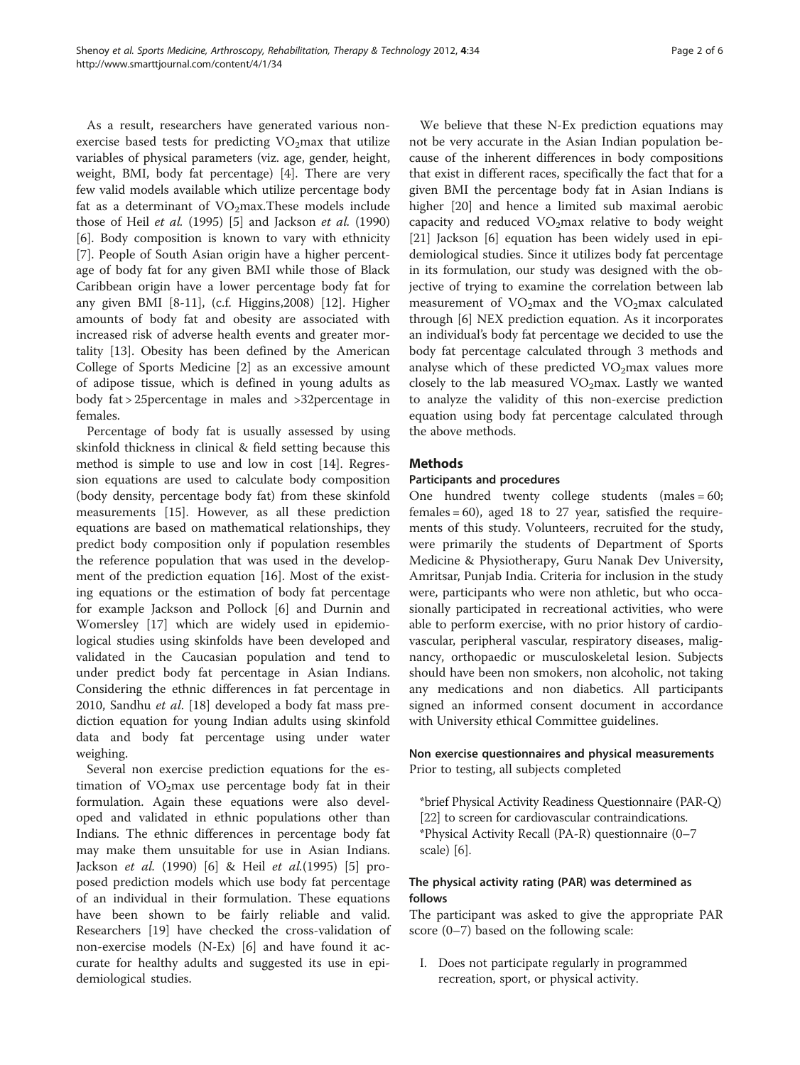As a result, researchers have generated various non-exercise based tests for predicting $VO_2$max that utilize variables of physical parameters (viz. age, gender, height, weight, BMI, body fat percentage) [4]. There are very few valid models available which utilize percentage body fat as a determinant of $VO_2$max.These models include those of Heil *et al.* (1995) [5] and Jackson *et al.* (1990) [6]. Body composition is known to vary with ethnicity [7]. People of South Asian origin have a higher percentage of body fat for any given BMI while those of Black Caribbean origin have a lower percentage body fat for any given BMI [8-11], (c.f. Higgins,2008) [12]. Higher amounts of body fat and obesity are associated with increased risk of adverse health events and greater mortality [13]. Obesity has been defined by the American College of Sports Medicine [2] as an excessive amount of adipose tissue, which is defined in young adults as body fat > 25percentage in males and >32percentage in females.

Percentage of body fat is usually assessed by using skinfold thickness in clinical & field setting because this method is simple to use and low in cost [14]. Regression equations are used to calculate body composition (body density, percentage body fat) from these skinfold measurements [15]. However, as all these prediction equations are based on mathematical relationships, they predict body composition only if population resembles the reference population that was used in the development of the prediction equation [16]. Most of the existing equations or the estimation of body fat percentage for example Jackson and Pollock [6] and Durnin and Womersley [17] which are widely used in epidemiological studies using skinfolds have been developed and validated in the Caucasian population and tend to under predict body fat percentage in Asian Indians. Considering the ethnic differences in fat percentage in 2010, Sandhu *et al*. [18] developed a body fat mass prediction equation for young Indian adults using skinfold data and body fat percentage using under water weighing.

Several non exercise prediction equations for the estimation of $VO_2$max use percentage body fat in their formulation. Again these equations were also developed and validated in ethnic populations other than Indians. The ethnic differences in percentage body fat may make them unsuitable for use in Asian Indians. Jackson *et al.* (1990) [6] & Heil *et al.*(1995) [5] proposed prediction models which use body fat percentage of an individual in their formulation. These equations have been shown to be fairly reliable and valid. Researchers [19] have checked the cross-validation of non-exercise models (N-Ex) [6] and have found it accurate for healthy adults and suggested its use in epidemiological studies.

We believe that these N-Ex prediction equations may not be very accurate in the Asian Indian population because of the inherent differences in body compositions that exist in different races, specifically the fact that for a given BMI the percentage body fat in Asian Indians is higher [20] and hence a limited sub maximal aerobic capacity and reduced $VO_2$max relative to body weight [21] Jackson [6] equation has been widely used in epidemiological studies. Since it utilizes body fat percentage in its formulation, our study was designed with the objective of trying to examine the correlation between lab measurement of $VO_2$max and the $VO_2$max calculated through [6] NEX prediction equation. As it incorporates an individual's body fat percentage we decided to use the body fat percentage calculated through 3 methods and analyse which of these predicted $VO_2$max values more closely to the lab measured $VO_2$max. Lastly we wanted to analyze the validity of this non-exercise prediction equation using body fat percentage calculated through the above methods.

## Methods

### Participants and procedures

One hundred twenty college students (males = 60; females = 60), aged 18 to 27 year, satisfied the requirements of this study. Volunteers, recruited for the study, were primarily the students of Department of Sports Medicine & Physiotherapy, Guru Nanak Dev University, Amritsar, Punjab India. Criteria for inclusion in the study were, participants who were non athletic, but who occasionally participated in recreational activities, who were able to perform exercise, with no prior history of cardiovascular, peripheral vascular, respiratory diseases, malignancy, orthopaedic or musculoskeletal lesion. Subjects should have been non smokers, non alcoholic, not taking any medications and non diabetics. All participants signed an informed consent document in accordance with University ethical Committee guidelines.

### Non exercise questionnaires and physical measurements

Prior to testing, all subjects completed

*brief Physical Activity Readiness Questionnaire (PAR-Q) [22] to screen for cardiovascular contraindications.
*Physical Activity Recall (PA-R) questionnaire (0–7 scale) [6].

### The physical activity rating (PAR) was determined as follows

The participant was asked to give the appropriate PAR score (0–7) based on the following scale:

I. Does not participate regularly in programmed recreation, sport, or physical activity.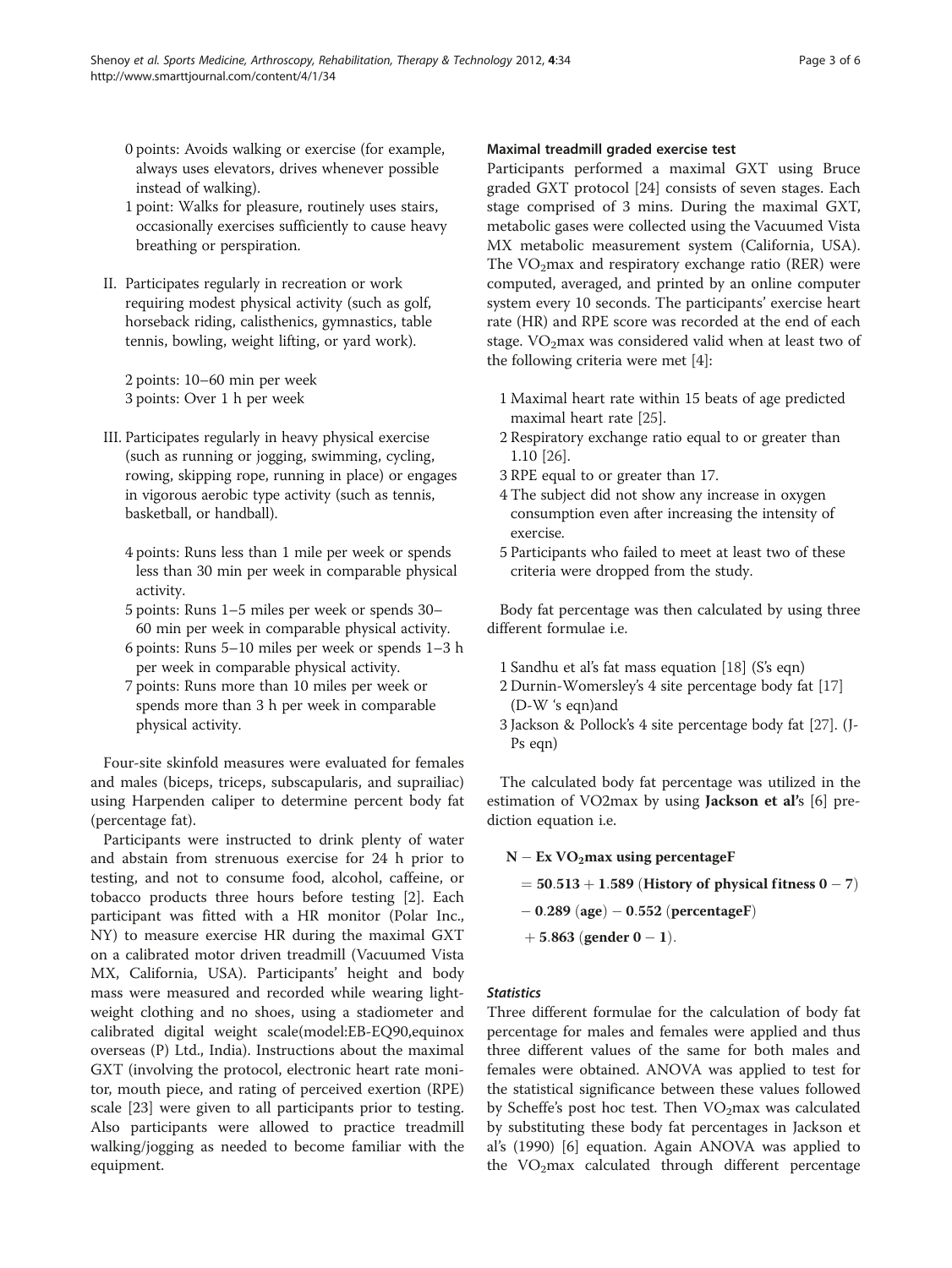0 points: Avoids walking or exercise (for example, always uses elevators, drives whenever possible instead of walking).

1 point: Walks for pleasure, routinely uses stairs, occasionally exercises sufficiently to cause heavy breathing or perspiration.

II. Participates regularly in recreation or work requiring modest physical activity (such as golf, horseback riding, calisthenics, gymnastics, table tennis, bowling, weight lifting, or yard work).

2 points: 10–60 min per week
3 points: Over 1 h per week

III. Participates regularly in heavy physical exercise (such as running or jogging, swimming, cycling, rowing, skipping rope, running in place) or engages in vigorous aerobic type activity (such as tennis, basketball, or handball).

4 points: Runs less than 1 mile per week or spends less than 30 min per week in comparable physical activity.
5 points: Runs 1–5 miles per week or spends 30–60 min per week in comparable physical activity.
6 points: Runs 5–10 miles per week or spends 1–3 h per week in comparable physical activity.
7 points: Runs more than 10 miles per week or spends more than 3 h per week in comparable physical activity.

Four-site skinfold measures were evaluated for females and males (biceps, triceps, subscapularis, and suprailiac) using Harpenden caliper to determine percent body fat (percentage fat).

Participants were instructed to drink plenty of water and abstain from strenuous exercise for 24 h prior to testing, and not to consume food, alcohol, caffeine, or tobacco products three hours before testing [2]. Each participant was fitted with a HR monitor (Polar Inc., NY) to measure exercise HR during the maximal GXT on a calibrated motor driven treadmill (Vacuumed Vista MX, California, USA). Participants' height and body mass were measured and recorded while wearing lightweight clothing and no shoes, using a stadiometer and calibrated digital weight scale(model:EB-EQ90,equinox overseas (P) Ltd., India). Instructions about the maximal GXT (involving the protocol, electronic heart rate monitor, mouth piece, and rating of perceived exertion (RPE) scale [23] were given to all participants prior to testing. Also participants were allowed to practice treadmill walking/jogging as needed to become familiar with the equipment.

#### Maximal treadmill graded exercise test

Participants performed a maximal GXT using Bruce graded GXT protocol [24] consists of seven stages. Each stage comprised of 3 mins. During the maximal GXT, metabolic gases were collected using the Vacuumed Vista MX metabolic measurement system (California, USA). The $VO_2$max and respiratory exchange ratio (RER) were computed, averaged, and printed by an online computer system every 10 seconds. The participants' exercise heart rate (HR) and RPE score was recorded at the end of each stage. $VO_2$max was considered valid when at least two of the following criteria were met [4]:

1. Maximal heart rate within 15 beats of age predicted maximal heart rate [25].
2. Respiratory exchange ratio equal to or greater than 1.10 [26].
3. RPE equal to or greater than 17.
4. The subject did not show any increase in oxygen consumption even after increasing the intensity of exercise.
5. Participants who failed to meet at least two of these criteria were dropped from the study.

Body fat percentage was then calculated by using three different formulae i.e.

1. Sandhu et al's fat mass equation [18] (S's eqn)
2. Durnin-Womersley's 4 site percentage body fat [17] (D-W 's eqn)and
3. Jackson & Pollock's 4 site percentage body fat [27]. (J-Ps eqn)

The calculated body fat percentage was utilized in the estimation of VO2max by using **Jackson et al's** [6] prediction equation i.e.

$$\begin{aligned} &\mathbf{N - Ex\ VO_2max\ using\ percentageF} \\ &= \mathbf{50.513 + 1.589\ (History\ of\ physical\ fitness\ 0-7)} \\ &- \mathbf{0.289\ (age) - 0.552\ (percentageF)} \\ &+ \mathbf{5.863\ (gender\ 0-1)}. \end{aligned}$$

#### *Statistics*

Three different formulae for the calculation of body fat percentage for males and females were applied and thus three different values of the same for both males and females were obtained. ANOVA was applied to test for the statistical significance between these values followed by Scheffe's post hoc test. Then $VO_2$max was calculated by substituting these body fat percentages in Jackson et al's (1990) [6] equation. Again ANOVA was applied to the $VO_2$max calculated through different percentage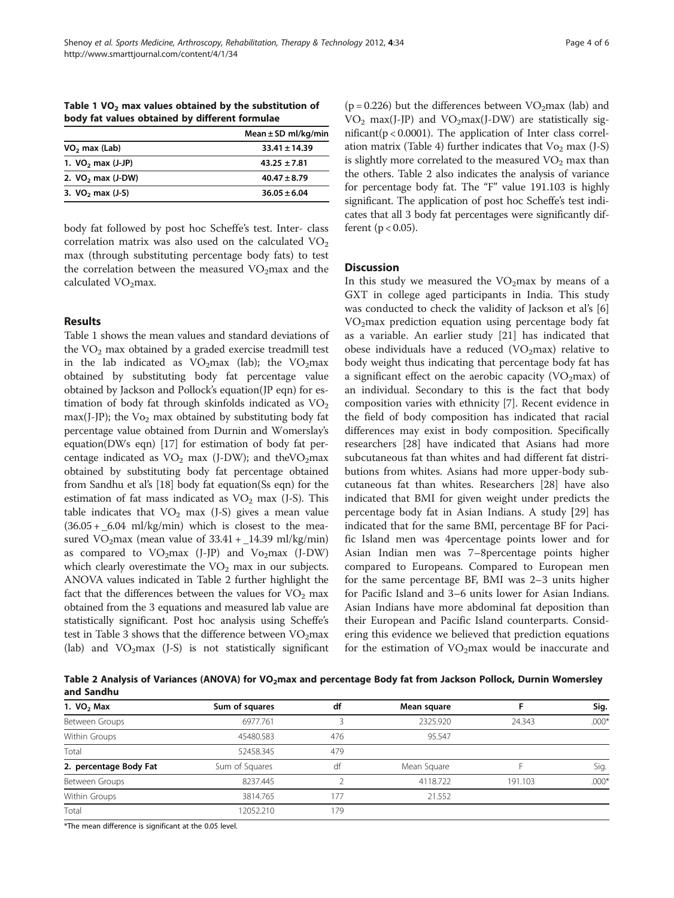**Table 1 $VO_2$ max values obtained by the substitution of body fat values obtained by different formulae**

| | Mean ± SD ml/kg/min |
|---|---|
| $VO_2$ max (Lab) | 33.41 ± 14.39 |
| 1. $VO_2$ max (J-JP) | 43.25 ± 7.81 |
| 2. $VO_2$ max (J-DW) | 40.47 ± 8.79 |
| 3. $VO_2$ max (J-S) | 36.05 ± 6.04 |

body fat followed by post hoc Scheffe's test. Inter- class correlation matrix was also used on the calculated $VO_2$ max (through substituting percentage body fats) to test the correlation between the measured $VO_2$max and the calculated $VO_2$max.

## Results

Table 1 shows the mean values and standard deviations of the $VO_2$ max obtained by a graded exercise treadmill test in the lab indicated as $VO_2$max (lab); the $VO_2$max obtained by substituting body fat percentage value obtained by Jackson and Pollock's equation(JP eqn) for estimation of body fat through skinfolds indicated as $VO_2$ max(J-JP); the $Vo_2$ max obtained by substituting body fat percentage value obtained from Durnin and Womerslay's equation(DWs eqn) [17] for estimation of body fat percentage indicated as $VO_2$ max (J-DW); and the$VO_2$max obtained by substituting body fat percentage obtained from Sandhu et al's [18] body fat equation(Ss eqn) for the estimation of fat mass indicated as $VO_2$ max (J-S). This table indicates that $VO_2$ max (J-S) gives a mean value (36.05 + _6.04 ml/kg/min) which is closest to the measured $VO_2$max (mean value of 33.41 + _14.39 ml/kg/min) as compared to $VO_2$max (J-JP) and $Vo_2$max (J-DW) which clearly overestimate the $VO_2$ max in our subjects. ANOVA values indicated in Table 2 further highlight the fact that the differences between the values for $VO_2$ max obtained from the 3 equations and measured lab value are statistically significant. Post hoc analysis using Scheffe's test in Table 3 shows that the difference between $VO_2$max (lab) and $VO_2$max (J-S) is not statistically significant ($p = 0.226$) but the differences between $VO_2$max (lab) and $VO_2$ max(J-JP) and $VO_2$max(J-DW) are statistically significant($p < 0.0001$). The application of Inter class correlation matrix (Table 4) further indicates that $Vo_2$ max (J-S) is slightly more correlated to the measured $VO_2$ max than the others. Table 2 also indicates the analysis of variance for percentage body fat. The "F" value 191.103 is highly significant. The application of post hoc Scheffe's test indicates that all 3 body fat percentages were significantly different ($p < 0.05$).

## Discussion

In this study we measured the $VO_2$max by means of a GXT in college aged participants in India. This study was conducted to check the validity of Jackson et al's [6] $VO_2$max prediction equation using percentage body fat as a variable. An earlier study [21] has indicated that obese individuals have a reduced ($VO_2$max) relative to body weight thus indicating that percentage body fat has a significant effect on the aerobic capacity ($VO_2$max) of an individual. Secondary to this is the fact that body composition varies with ethnicity [7]. Recent evidence in the field of body composition has indicated that racial differences may exist in body composition. Specifically researchers [28] have indicated that Asians had more subcutaneous fat than whites and had different fat distributions from whites. Asians had more upper-body subcutaneous fat than whites. Researchers [28] have also indicated that BMI for given weight under predicts the percentage body fat in Asian Indians. A study [29] has indicated that for the same BMI, percentage BF for Pacific Island men was 4percentage points lower and for Asian Indian men was 7–8percentage points higher compared to Europeans. Compared to European men for the same percentage BF, BMI was 2–3 units higher for Pacific Island and 3–6 units lower for Asian Indians. Asian Indians have more abdominal fat deposition than their European and Pacific Island counterparts. Considering this evidence we believed that prediction equations for the estimation of $VO_2$max would be inaccurate and

**Table 2 Analysis of Variances (ANOVA) for $VO_2$max and percentage Body fat from Jackson Pollock, Durnin Womersley and Sandhu**

| 1. $VO_2$ Max | Sum of squares | df | Mean square | F | Sig. |
|---|---|---|---|---|---|
| Between Groups | 6977.761 | 3 | 2325.920 | 24.343 | .000* |
| Within Groups | 45480.583 | 476 | 95.547 | | |
| Total | 52458.345 | 479 | | | |
| **2. percentage Body Fat** | Sum of Squares | df | Mean Square | F | Sig. |
| Between Groups | 8237.445 | 2 | 4118.722 | 191.103 | .000* |
| Within Groups | 3814.765 | 177 | 21.552 | | |
| Total | 12052.210 | 179 | | | |

*The mean difference is significant at the 0.05 level.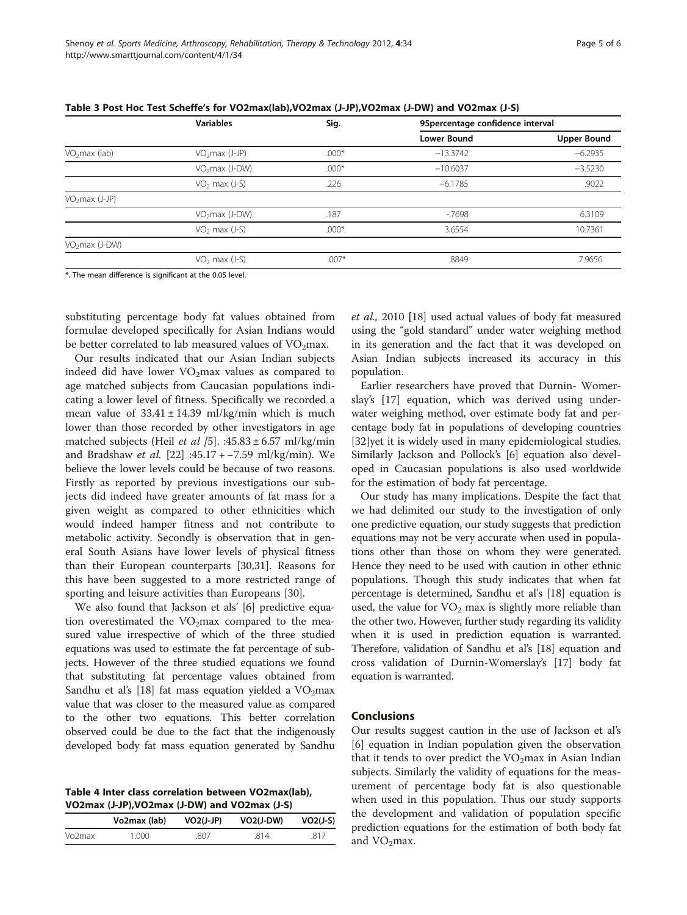**Table 3 Post Hoc Test Scheffe's for VO2max(lab),VO2max (J-JP),VO2max (J-DW) and VO2max (J-S)**

| | Variables | Sig. | 95percentage confidence interval | |
|---|---|---|---|---|
| | | | Lower Bound | Upper Bound |
| $VO_2$max (lab) | $VO_2$max (J-JP) | .000* | −13.3742 | −6.2935 |
| | $VO_2$max (J-DW) | .000* | −10.6037 | −3.5230 |
| | $VO_2$ max (J-S) | .226 | −6.1785 | .9022 |
| $VO_2$max (J-JP) | | | | |
| | $VO_2$max (J-DW) | .187 | -.7698 | 6.3109 |
| | $VO_2$ max (J-S) | .000*. | 3.6554 | 10.7361 |
| $VO_2$max (J-DW) | | | | |
| | $VO_2$ max (J-S) | .007* | .8849 | 7.9656 |

*. The mean difference is significant at the 0.05 level.

substituting percentage body fat values obtained from formulae developed specifically for Asian Indians would be better correlated to lab measured values of $VO_2$max.

Our results indicated that our Asian Indian subjects indeed did have lower $VO_2$max values as compared to age matched subjects from Caucasian populations indicating a lower level of fitness. Specifically we recorded a mean value of 33.41 ± 14.39 ml/kg/min which is much lower than those recorded by other investigators in age matched subjects (Heil *et al [*5]. :45.83 ± 6.57 ml/kg/min and Bradshaw *et al.* [22] :45.17 + −7.59 ml/kg/min). We believe the lower levels could be because of two reasons. Firstly as reported by previous investigations our subjects did indeed have greater amounts of fat mass for a given weight as compared to other ethnicities which would indeed hamper fitness and not contribute to metabolic activity. Secondly is observation that in general South Asians have lower levels of physical fitness than their European counterparts [30,31]. Reasons for this have been suggested to a more restricted range of sporting and leisure activities than Europeans [30].

We also found that Jackson et als' [6] predictive equation overestimated the $VO_2$max compared to the measured value irrespective of which of the three studied equations was used to estimate the fat percentage of subjects. However of the three studied equations we found that substituting fat percentage values obtained from Sandhu et al's [18] fat mass equation yielded a $VO_2$max value that was closer to the measured value as compared to the other two equations. This better correlation observed could be due to the fact that the indigenously developed body fat mass equation generated by Sandhu

**Table 4 Inter class correlation between VO2max(lab), VO2max (J-JP),VO2max (J-DW) and VO2max (J-S)**

| | Vo2max (lab) | VO2(J-JP) | VO2(J-DW) | VO2(J-S) |
|---|---|---|---|---|
| Vo2max | 1.000 | .807 | .814 | .817 |

*et al.,* 2010 [18] used actual values of body fat measured using the "gold standard" under water weighing method in its generation and the fact that it was developed on Asian Indian subjects increased its accuracy in this population.

Earlier researchers have proved that Durnin- Womerslay's [17] equation, which was derived using underwater weighing method, over estimate body fat and percentage body fat in populations of developing countries [32]yet it is widely used in many epidemiological studies. Similarly Jackson and Pollock's [6] equation also developed in Caucasian populations is also used worldwide for the estimation of body fat percentage.

Our study has many implications. Despite the fact that we had delimited our study to the investigation of only one predictive equation, our study suggests that prediction equations may not be very accurate when used in populations other than those on whom they were generated. Hence they need to be used with caution in other ethnic populations. Though this study indicates that when fat percentage is determined, Sandhu et al's [18] equation is used, the value for $VO_2$ max is slightly more reliable than the other two. However, further study regarding its validity when it is used in prediction equation is warranted. Therefore, validation of Sandhu et al's [18] equation and cross validation of Durnin-Womerslay's [17] body fat equation is warranted.

## Conclusions

Our results suggest caution in the use of Jackson et al's [6] equation in Indian population given the observation that it tends to over predict the $VO_2$max in Asian Indian subjects. Similarly the validity of equations for the measurement of percentage body fat is also questionable when used in this population. Thus our study supports the development and validation of population specific prediction equations for the estimation of both body fat and $VO_2$max.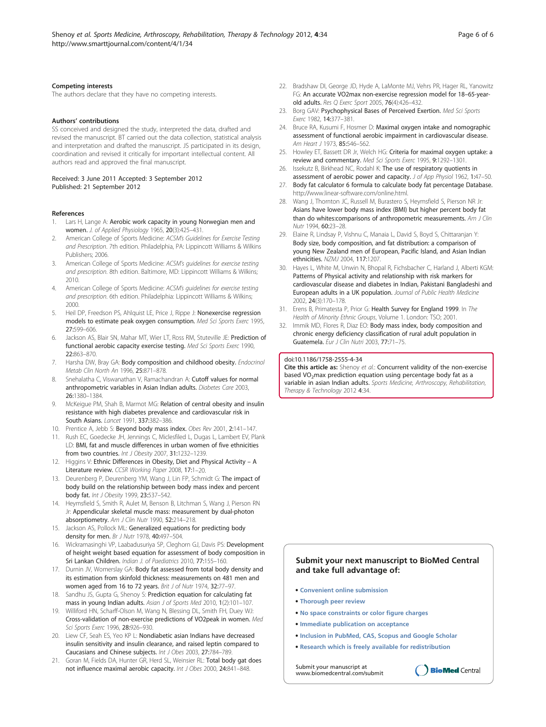### Competing interests

The authors declare that they have no competing interests.

### Authors' contributions

SS conceived and designed the study, interpreted the data, drafted and revised the manuscript. BT carried out the data collection, statistical analysis and interpretation and drafted the manuscript. JS participated in its design, coordination and revised it critically for important intellectual content. All authors read and approved the final manuscript.

Received: 3 June 2011 Accepted: 3 September 2012
Published: 21 September 2012

### References

1. Lars H, Lange A: **Aerobic work capacity in young Norwegian men and women.** *J. of Applied Physiology* 1965, **20**(3):425–431.
2. American College of Sports Medicine: *ACSM's Guidelines for Exercise Testing and Prescription*. 7th edition. Philadelphia, PA: Lippincott Williams & Wilkins Publishers; 2006.
3. American College of Sports Medicine: *ACSM's guidelines for exercise testing and prescription*. 8th edition. Baltimore, MD: Lippincott Williams & Wilkins; 2010.
4. American College of Sports Medicine: *ACSM's guidelines for exercise testing and prescription*. 6th edition. Philadelphia: Lippincott Williams & Wilkins; 2000.
5. Heil DP, Freedson PS, Ahlquist LE, Price J, Rippe J: **Nonexercise regression models to estimate peak oxygen consumption.** *Med Sci Sports Exerc* 1995, **27**:599–606.
6. Jackson AS, Blair SN, Mahar MT, Wier LT, Ross RM, Stuteville JE: **Prediction of functional aerobic capacity exercise testing.** *Med Sci Sports Exerc* 1990, **22**:863–870.
7. Harsha DW, Bray GA: **Body composition and childhood obesity.** *Endocrinol Metab Clin North An* 1996, **25**:871–878.
8. Snehalatha C, Viswanathan V, Ramachandran A: **Cutoff values for normal anthropometric variables in Asian Indian adults.** *Diabetes Care* 2003, **26**:1380–1384.
9. McKeigue PM, Shah B, Marmot MG: **Relation of central obesity and insulin resistance with high diabetes prevalence and cardiovascular risk in South Asians.** *Lancet* 1991, **337**:382–386.
10. Prentice A, Jebb S: **Beyond body mass index.** *Obes Rev* 2001, **2**:141–147.
11. Rush EC, Goedecke JH, Jennings C, Miclesfiled L, Dugas L, Lambert EV, Plank LD: **BMI, fat and muscle differences in urban women of five ethnicities from two countries.** *Int J Obesity* 2007, **31**:1232–1239.
12. Higgins V: **Ethnic Differences in Obesity, Diet and Physical Activity – A Literature review.** *CCSR Working Paper* 2008, **17**:1–20.
13. Deurenberg P, Deurenberg YM, Wang J, Lin FP, Schmidt G: **The impact of body build on the relationship between body mass index and percent body fat.** *Int J Obesity* 1999, **23**:537–542.
14. Heymsfield S, Smith R, Aulet M, Benson B, Litchman S, Wang J, Pierson RN Jr: **Appendicular skeletal muscle mass: measurement by dual-photon absorptiometry.** *Am J Clin Nutr* 1990, **52**:214–218.
15. Jackson AS, Pollock ML: **Generalized equations for predicting body density for men.** *Br J Nutr* 1978, **40**:497–504.
16. Wickramasinghi VP, Laabadusuriya SP, Cleghorn GJ, Davis PS: **Development of height weight based equation for assessment of body composition in Sri Lankan Children.** *Indian J. of Paediatrics* 2010, **77**:155–160.
17. Durnin JV, Womersley GA: **Body fat assessed from total body density and its estimation from skinfold thickness: measurements on 481 men and women aged from 16 to 72 years.** *Brit J of Nutr* 1974, **32**:77–97.
18. Sandhu JS, Gupta G, Shenoy S: **Prediction equation for calculating fat mass in young Indian adults.** *Asian J of Sports Med* 2010, **1**(2):101–107.
19. Williford HN, Scharff-Olson M, Wang N, Blessing DL, Smith FH, Duey WJ: **Cross-validation of non-exercise predictions of VO2peak in women.** *Med Sci Sports Exerc* 1996, **28**:926–930.
20. Liew CF, Seah ES, Yeo KP L: **Nondiabetic asian Indians have decreased insulin sensitivity and insulin clearance, and raised leptin compared to Caucasians and Chinese subjects.** *Int J Obes* 2003, **27**:784–789.
21. Goran M, Fields DA, Hunter GR, Herd SL, Weinsier RL: **Total body gat does not influence maximal aerobic capacity.** *Int J Obes* 2000, **24**:841–848.
22. Bradshaw DI, George JD, Hyde A, LaMonte MJ, Vehrs PR, Hager RL, Yanowitz FG: **An accurate VO2max non-exercise regression model for 18–65-year-old adults.** *Res Q Exerc Sport* 2005, **76**(4):426–432.
23. Borg GAV: **Psychophysical Bases of Perceived Exertion.** *Med Sci Sports Exerc* 1982, **14**:377–381.
24. Bruce RA, Kusumi F, Hosmer D: **Maximal oxygen intake and nomographic assessment of functional aerobic impairment in cardiovascular disease.** *Am Heart J* 1973, **85**:546–562.
25. Howley ET, Bassett DR Jr, Welch HG: **Criteria for maximal oxygen uptake: a review and commentary.** *Med Sci Sports Exerc* 1995, **9**:1292–1301.
26. Issekutz B, Birkhead NC, Rodahl K: **The use of respiratory quotients in assessment of aerobic power and capacity.** *J of App Physiol* 1962, **1**:47–50.
27. **Body fat calculator 6 formula to calculate body fat percentage Database.** http://www.linear-software.com/online.html.
28. Wang J, Thornton JC, Russell M, Burastero S, Heymsfield S, Pierson NR Jr: **Asians have lower body mass index (BMI) but higher percent body fat than do whites:comparisons of anthropometric measurements.** *Am J Clin Nutr* 1994, **60**:23–28.
29. Elaine R, Lindsay P, Vishnu C, Manaia L, David S, Boyd S, Chittaranjan Y: **Body size, body composition, and fat distribution: a comparison of young New Zealand men of European, Pacific Island, and Asian Indian ethnicities.** *NZMJ* 2004, **117**:1207.
30. Hayes L, White M, Unwin N, Bhopal R, Fichsbacher C, Harland J, Alberti KGM: **Patterns of Physical activity and relationship with risk markers for cardiovascular disease and diabetes in Indian, Pakistani Bangladeshi and European adults in a UK population.** *Journal of Public Health Medicine* 2002, **24**(3):170–178.
31. Erens B, Primatesta P, Prior G: **Health Survey for England 1999.** In *The Health of Minority Ethnic Groups*, Volume 1. London: TSO; 2001.
32. Immik MD, Flores R, Diaz EO: **Body mass index, body composition and chronic energy deficiency classification of rural adult population in Guatemela.** *Eur J Clin Nutri* 2003, **77**:71–75.

doi:10.1186/1758-2555-4-34

**Cite this article as:** Shenoy *et al.*: Concurrent validity of the non-exercise based $VO_2$max prediction equation using percentage body fat as a variable in asian Indian adults. *Sports Medicine, Arthroscopy, Rehabilitation, Therapy & Technology* 2012 **4**:34.

**Submit your next manuscript to BioMed Central and take full advantage of:**

- Convenient online submission
- Thorough peer review
- No space constraints or color figure charges
- Immediate publication on acceptance
- Inclusion in PubMed, CAS, Scopus and Google Scholar
- Research which is freely available for redistribution

Submit your manuscript at www.biomedcentral.com/submit

BioMed Central